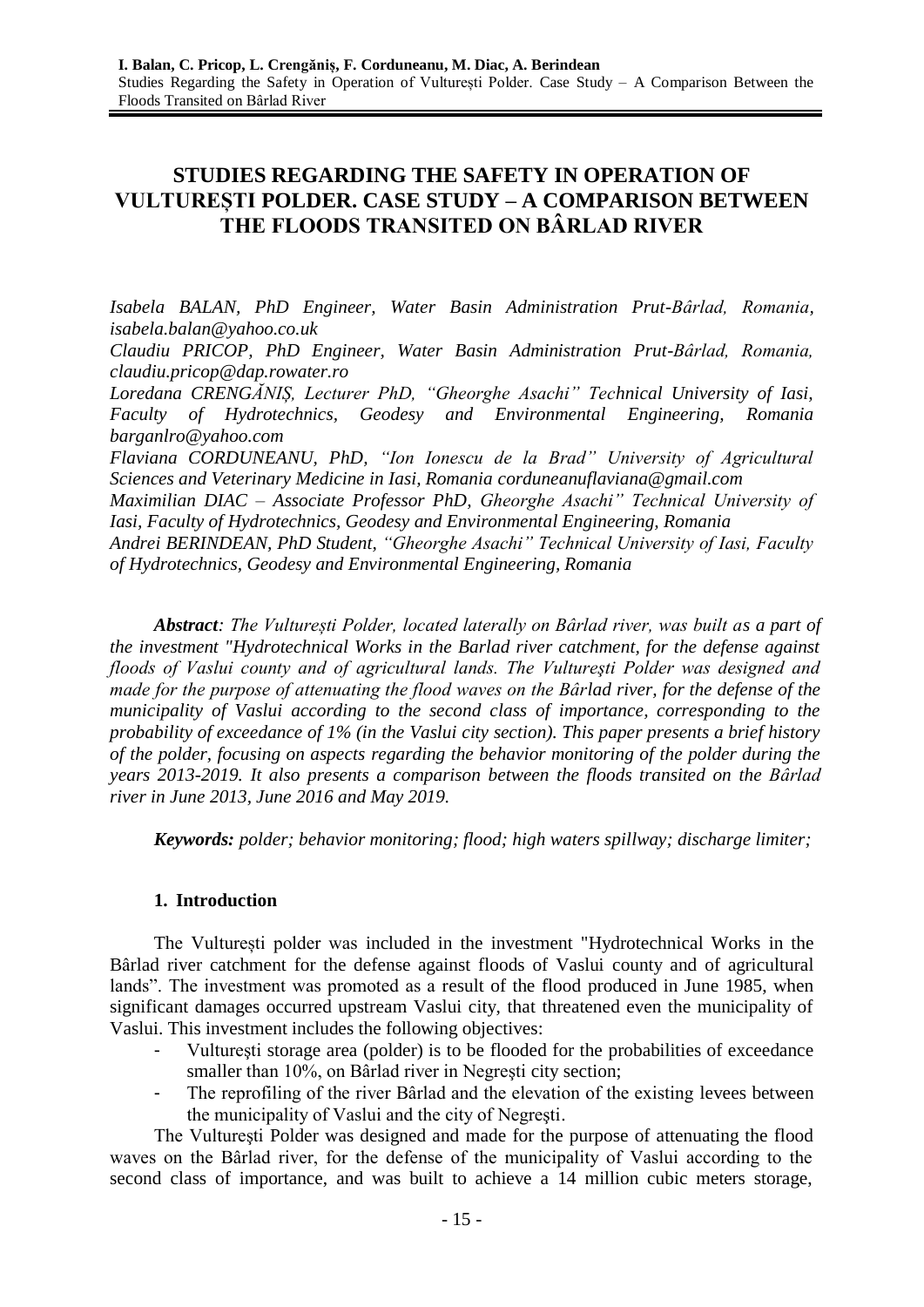# STUDIES REGARDING THE SAFETY IN OPERATION OF VULTUREȘTI POLDER. CASE STUDY – A COMPARISON BETWEEN THE FLOODS TRANSITED ON BÂRLAD RIVER

*Isabela BALAN, PhD Engineer, Water Basin Administration Prut-Bârlad, Romania, isabela.balan@yahoo.co.uk*

*Claudiu PRICOP, PhD Engineer, Water Basin Administration Prut-Bârlad, Romania, claudiu.pricop@dap.rowater.ro*

*Loredana CRENGĂNIȘ, Lecturer PhD, "Gheorghe Asachi" Technical University of Iasi, Faculty of Hydrotechnics, Geodesy and Environmental Engineering, Romania barganlro@yahoo.com*

*Flaviana CORDUNEANU, PhD, "Ion Ionescu de la Brad" University of Agricultural Sciences and Veterinary Medicine in Iasi, Romania corduneanuflaviana@gmail.com*

*Maximilian DIAC – Associate Professor PhD, Gheorghe Asachi" Technical University of Iasi, Faculty of Hydrotechnics, Geodesy and Environmental Engineering, Romania*

*Andrei BERINDEAN, PhD Student, "Gheorghe Asachi" Technical University of Iasi, Faculty of Hydrotechnics, Geodesy and Environmental Engineering, Romania*

***Abstract****: The Vulturești Polder, located laterally on Bârlad river, was built as a part of the investment "Hydrotechnical Works in the Barlad river catchment, for the defense against floods of Vaslui county and of agricultural lands. The Vultureşti Polder was designed and made for the purpose of attenuating the flood waves on the Bârlad river, for the defense of the municipality of Vaslui according to the second class of importance, corresponding to the probability of exceedance of 1% (in the Vaslui city section). This paper presents a brief history of the polder, focusing on aspects regarding the behavior monitoring of the polder during the years 2013-2019. It also presents a comparison between the floods transited on the Bârlad river in June 2013, June 2016 and May 2019.*

***Keywords:*** *polder; behavior monitoring; flood; high waters spillway; discharge limiter;*

## 1. Introduction

The Vulturești polder was included in the investment "Hydrotechnical Works in the Bârlad river catchment for the defense against floods of Vaslui county and of agricultural lands". The investment was promoted as a result of the flood produced in June 1985, when significant damages occurred upstream Vaslui city, that threatened even the municipality of Vaslui. This investment includes the following objectives:

- Vulturești storage area (polder) is to be flooded for the probabilities of exceedance smaller than 10%, on Bârlad river in Negreşti city section;
- The reprofiling of the river Bârlad and the elevation of the existing levees between the municipality of Vaslui and the city of Negreşti.

The Vultureşti Polder was designed and made for the purpose of attenuating the flood waves on the Bârlad river, for the defense of the municipality of Vaslui according to the second class of importance, and was built to achieve a 14 million cubic meters storage,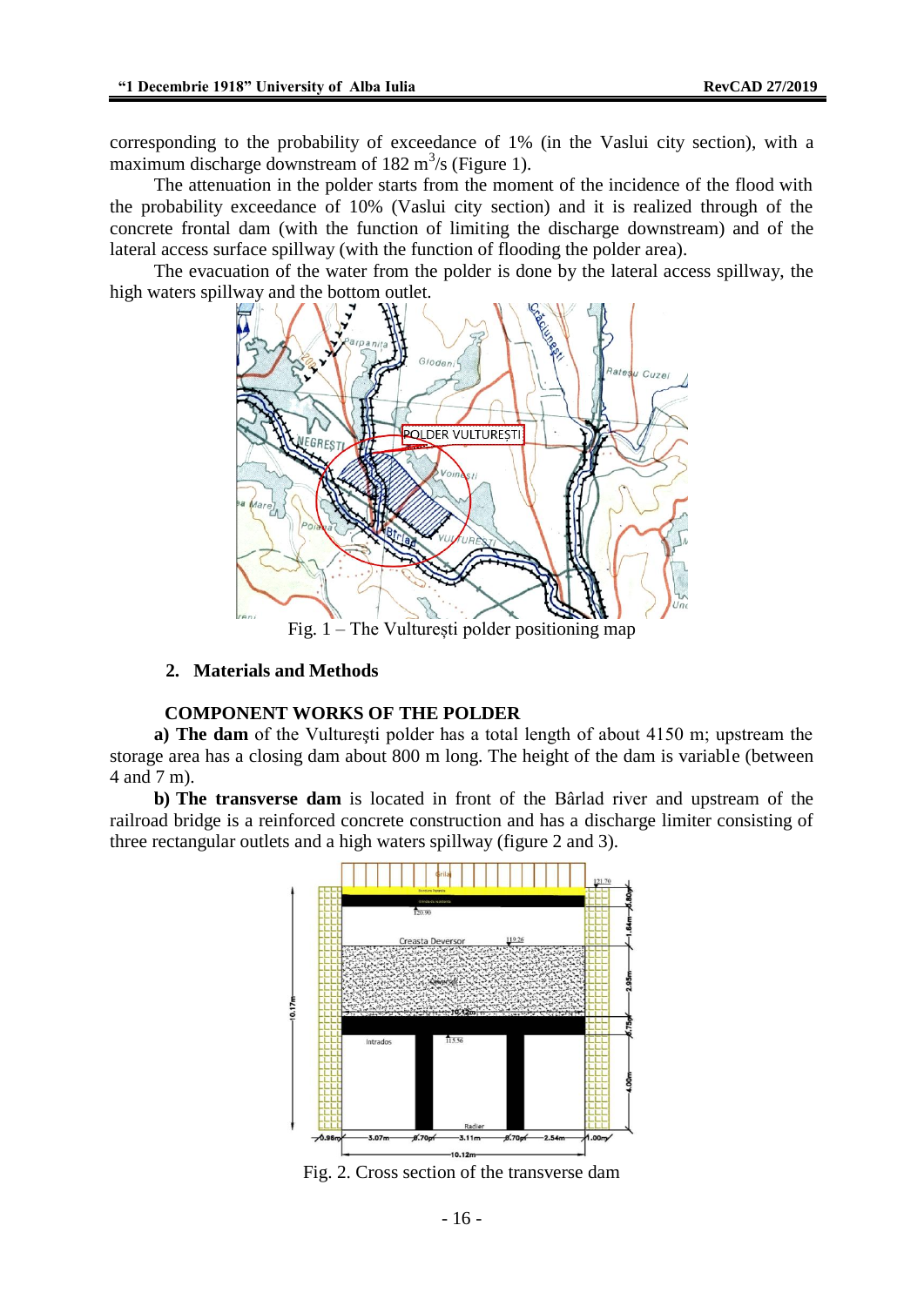corresponding to the probability of exceedance of 1% (in the Vaslui city section), with a maximum discharge downstream of 182 $m^3$/s (Figure 1).

The attenuation in the polder starts from the moment of the incidence of the flood with the probability exceedance of 10% (Vaslui city section) and it is realized through of the concrete frontal dam (with the function of limiting the discharge downstream) and of the lateral access surface spillway (with the function of flooding the polder area).

The evacuation of the water from the polder is done by the lateral access spillway, the high waters spillway and the bottom outlet.

Fig. 1 – The Vulturești polder positioning map

## 2. Materials and Methods

### COMPONENT WORKS OF THE POLDER

**a) The dam** of the Vulturești polder has a total length of about 4150 m; upstream the storage area has a closing dam about 800 m long. The height of the dam is variable (between 4 and 7 m).

**b) The transverse dam** is located in front of the Bârlad river and upstream of the railroad bridge is a reinforced concrete construction and has a discharge limiter consisting of three rectangular outlets and a high waters spillway (figure 2 and 3).

Fig. 2. Cross section of the transverse dam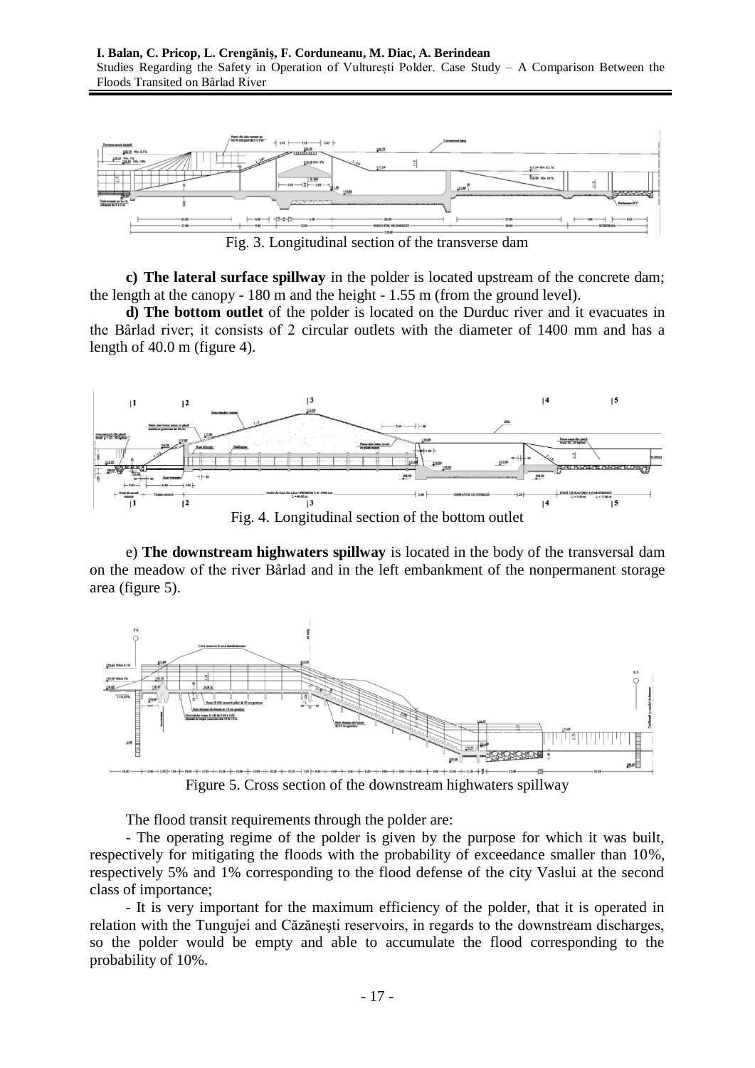Fig. 3. Longitudinal section of the transverse dam

**c) The lateral surface spillway** in the polder is located upstream of the concrete dam; the length at the canopy - 180 m and the height - 1.55 m (from the ground level).

**d) The bottom outlet** of the polder is located on the Durduc river and it evacuates in the Bârlad river; it consists of 2 circular outlets with the diameter of 1400 mm and has a length of 40.0 m (figure 4).

Fig. 4. Longitudinal section of the bottom outlet

e) **The downstream highwaters spillway** is located in the body of the transversal dam on the meadow of the river Bârlad and in the left embankment of the nonpermanent storage area (figure 5).

Figure 5. Cross section of the downstream highwaters spillway

The flood transit requirements through the polder are:

- The operating regime of the polder is given by the purpose for which it was built, respectively for mitigating the floods with the probability of exceedance smaller than 10%, respectively 5% and 1% corresponding to the flood defense of the city Vaslui at the second class of importance;

- It is very important for the maximum efficiency of the polder, that it is operated in relation with the Tungujei and Căzăneşti reservoirs, in regards to the downstream discharges, so the polder would be empty and able to accumulate the flood corresponding to the probability of 10%.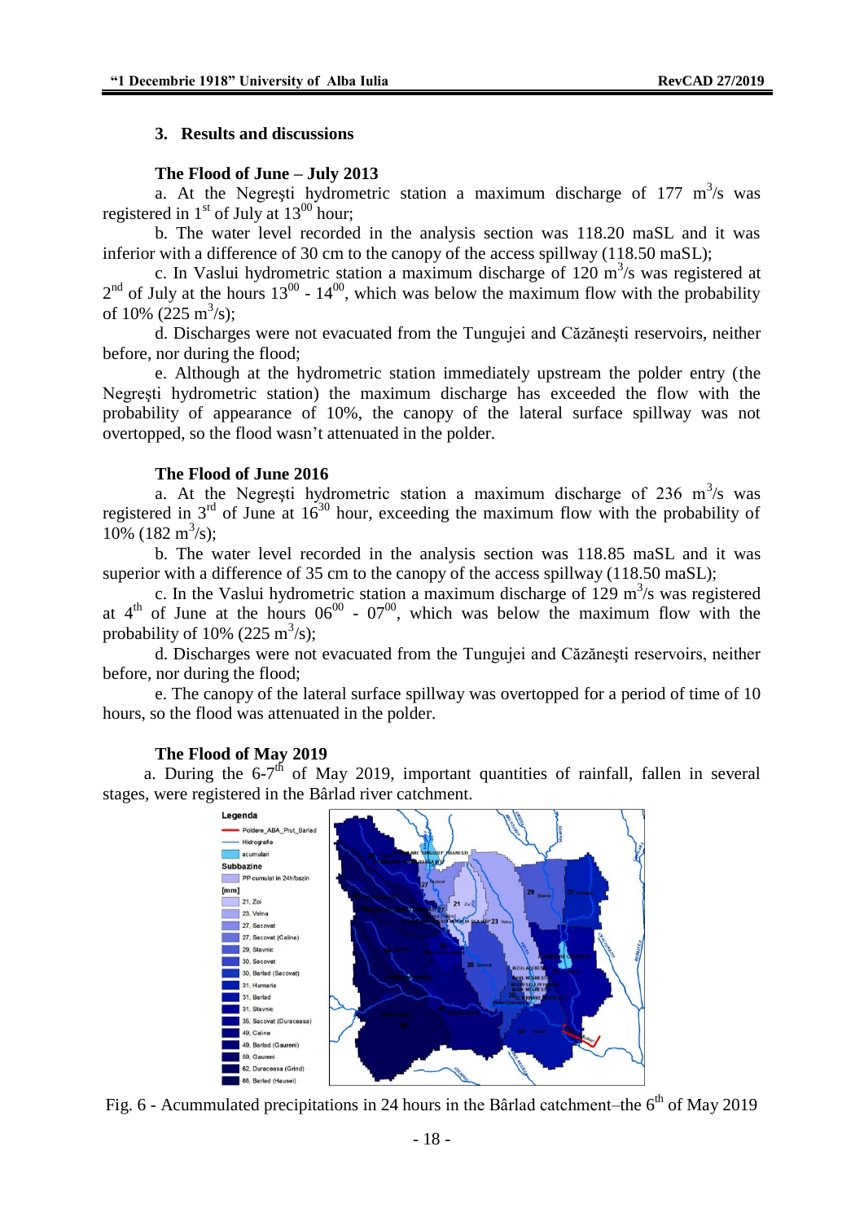## 3. Results and discussions

### The Flood of June – July 2013

a. At the Negreşti hydrometric station a maximum discharge of 177 m$^3$/s was registered in $1^{st}$ of July at $13^{00}$ hour;

b. The water level recorded in the analysis section was 118.20 maSL and it was inferior with a difference of 30 cm to the canopy of the access spillway (118.50 maSL);

c. In Vaslui hydrometric station a maximum discharge of 120 m$^3$/s was registered at $2^{nd}$ of July at the hours $13^{00}$ - $14^{00}$, which was below the maximum flow with the probability of 10% (225 m$^3$/s);

d. Discharges were not evacuated from the Tungujei and Căzăneşti reservoirs, neither before, nor during the flood;

e. Although at the hydrometric station immediately upstream the polder entry (the Negreşti hydrometric station) the maximum discharge has exceeded the flow with the probability of appearance of 10%, the canopy of the lateral surface spillway was not overtopped, so the flood wasn't attenuated in the polder.

### The Flood of June 2016

a. At the Negreşti hydrometric station a maximum discharge of 236 m$^3$/s was registered in $3^{rd}$ of June at $16^{30}$ hour, exceeding the maximum flow with the probability of 10% (182 m$^3$/s);

b. The water level recorded in the analysis section was 118.85 maSL and it was superior with a difference of 35 cm to the canopy of the access spillway (118.50 maSL);

c. In the Vaslui hydrometric station a maximum discharge of 129 m$^3$/s was registered at $4^{th}$ of June at the hours $06^{00}$ - $07^{00}$, which was below the maximum flow with the probability of 10% (225 m$^3$/s);

d. Discharges were not evacuated from the Tungujei and Căzăneşti reservoirs, neither before, nor during the flood;

e. The canopy of the lateral surface spillway was overtopped for a period of time of 10 hours, so the flood was attenuated in the polder.

### The Flood of May 2019

a. During the 6-$7^{th}$ of May 2019, important quantities of rainfall, fallen in several stages, were registered in the Bârlad river catchment.

Legenda
Poldere_ABA_Prut_Barlad
Hidrografie
acumulari
Subbazine
PP cumulat in 24h/bazin
[mm]
21, Zoi
23, Velna
27, Sacovat
27, Sacovat (Calina)
29, Stavnic
30, Sacovat
30, Barlad (Sacovat)
31, Humaria
31, Barlad
31, Stavnic
35, Sacovat (Duraceasa)
49, Calina
49, Barlad (Gaureni)
59, Gaureni
62, Duraceasa (Grind)
88, Barlad (Hausei)

Fig. 6 - Acummulated precipitations in 24 hours in the Bârlad catchment–the $6^{th}$ of May 2019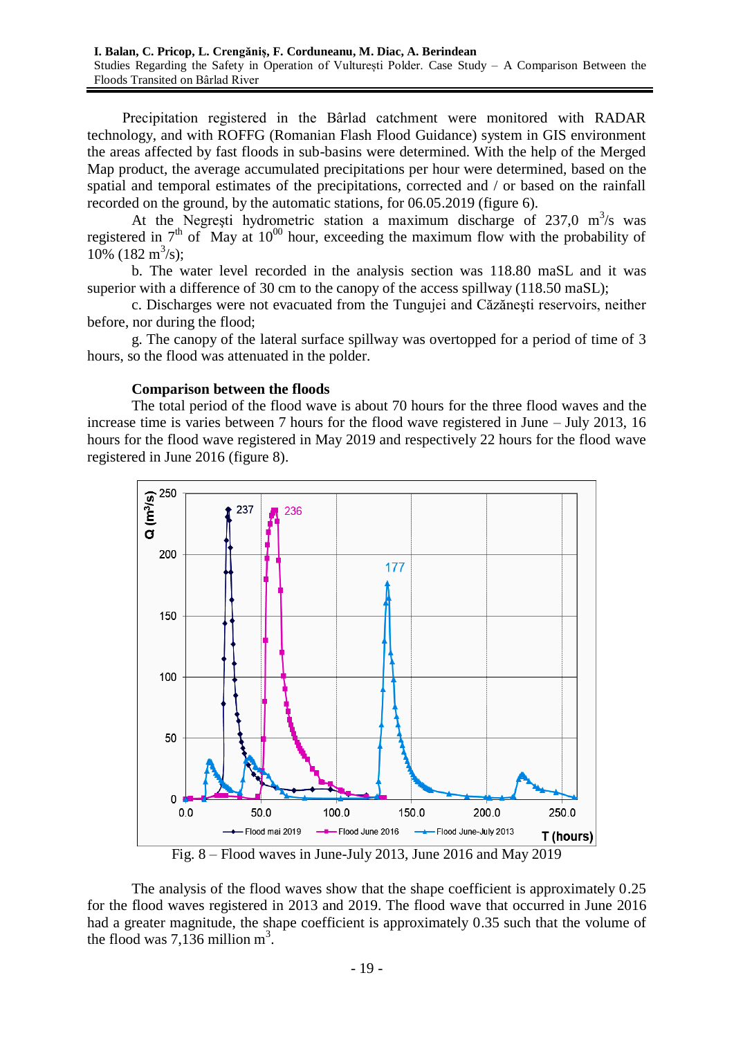Precipitation registered in the Bârlad catchment were monitored with RADAR technology, and with ROFFG (Romanian Flash Flood Guidance) system in GIS environment the areas affected by fast floods in sub-basins were determined. With the help of the Merged Map product, the average accumulated precipitations per hour were determined, based on the spatial and temporal estimates of the precipitations, corrected and / or based on the rainfall recorded on the ground, by the automatic stations, for 06.05.2019 (figure 6).

At the Negrești hydrometric station a maximum discharge of 237,0 $m^3/s$ was registered in $7^{th}$ of May at $10^{00}$ hour, exceeding the maximum flow with the probability of 10% (182 $m^3/s$);

b. The water level recorded in the analysis section was 118.80 maSL and it was superior with a difference of 30 cm to the canopy of the access spillway (118.50 maSL);

c. Discharges were not evacuated from the Tungujei and Cǎzǎnești reservoirs, neither before, nor during the flood;

g. The canopy of the lateral surface spillway was overtopped for a period of time of 3 hours, so the flood was attenuated in the polder.

### Comparison between the floods

The total period of the flood wave is about 70 hours for the three flood waves and the increase time is varies between 7 hours for the flood wave registered in June – July 2013, 16 hours for the flood wave registered in May 2019 and respectively 22 hours for the flood wave registered in June 2016 (figure 8).

Fig. 8 – Flood waves in June-July 2013, June 2016 and May 2019

The analysis of the flood waves show that the shape coefficient is approximately 0.25 for the flood waves registered in 2013 and 2019. The flood wave that occurred in June 2016 had a greater magnitude, the shape coefficient is approximately 0.35 such that the volume of the flood was 7,136 million $m^3$.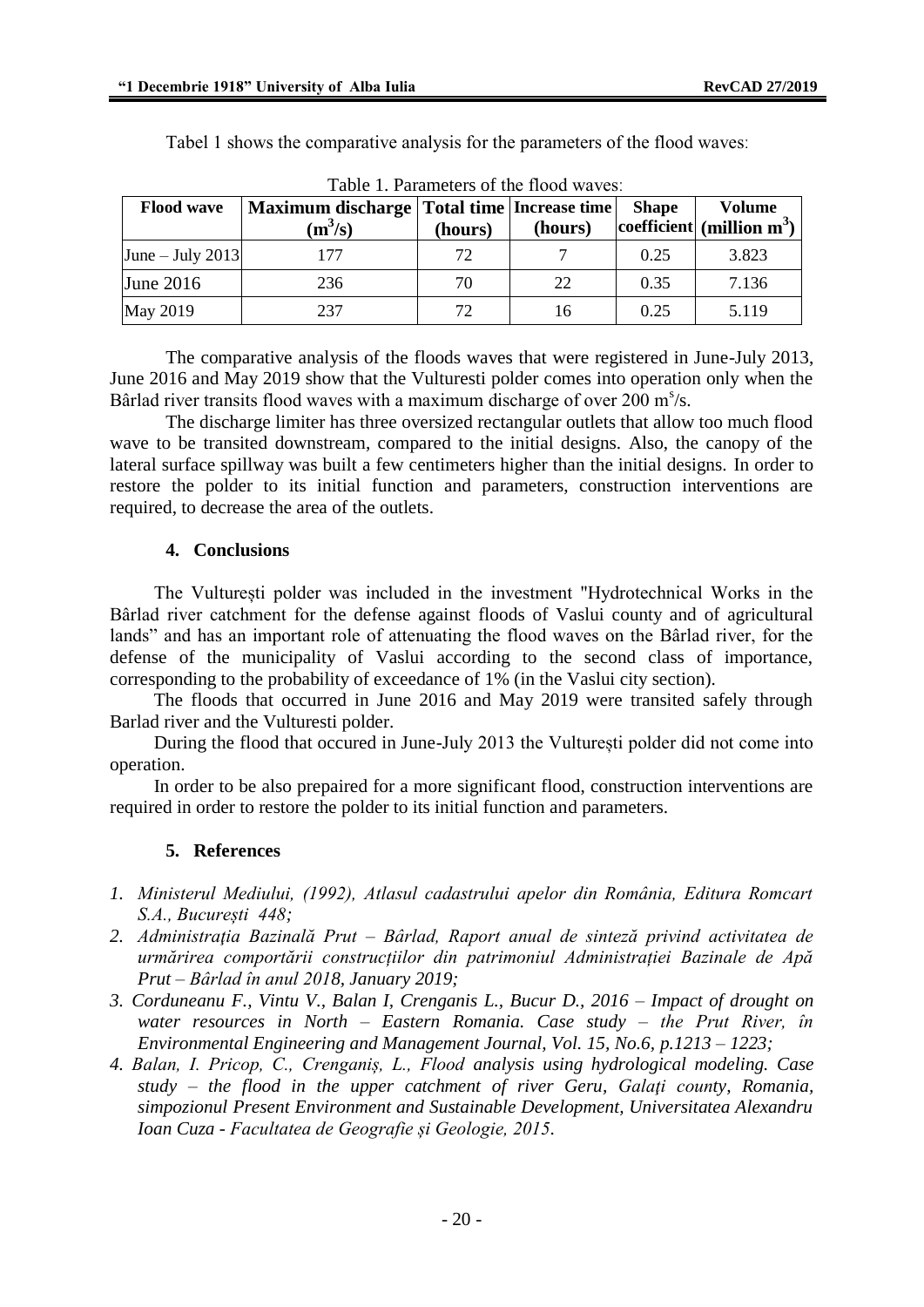Tabel 1 shows the comparative analysis for the parameters of the flood waves:

Table 1. Parameters of the flood waves:

| Flood wave | Maximum discharge ($m^3$/s) | Total time (hours) | Increase time (hours) | Shape coefficient | Volume (million $m^3$) |
|---|---|---|---|---|---|
| June – July 2013 | 177 | 72 | 7 | 0.25 | 3.823 |
| June 2016 | 236 | 70 | 22 | 0.35 | 7.136 |
| May 2019 | 237 | 72 | 16 | 0.25 | 5.119 |

The comparative analysis of the floods waves that were registered in June-July 2013, June 2016 and May 2019 show that the Vulturesti polder comes into operation only when the Bârlad river transits flood waves with a maximum discharge of over 200 $m^s$/s.

The discharge limiter has three oversized rectangular outlets that allow too much flood wave to be transited downstream, compared to the initial designs. Also, the canopy of the lateral surface spillway was built a few centimeters higher than the initial designs. In order to restore the polder to its initial function and parameters, construction interventions are required, to decrease the area of the outlets.

## 4. Conclusions

The Vulturești polder was included in the investment "Hydrotechnical Works in the Bârlad river catchment for the defense against floods of Vaslui county and of agricultural lands" and has an important role of attenuating the flood waves on the Bârlad river, for the defense of the municipality of Vaslui according to the second class of importance, corresponding to the probability of exceedance of 1% (in the Vaslui city section).

The floods that occurred in June 2016 and May 2019 were transited safely through Barlad river and the Vulturesti polder.

During the flood that occured in June-July 2013 the Vulturești polder did not come into operation.

In order to be also prepaired for a more significant flood, construction interventions are required in order to restore the polder to its initial function and parameters.

## 5. References

1. *Ministerul Mediului, (1992), Atlasul cadastrului apelor din România, Editura Romcart S.A., București 448;*
2. *Administraţia Bazinală Prut – Bârlad, Raport anual de sinteză privind activitatea de urmărirea comportării construcțiilor din patrimoniul Administrației Bazinale de Apă Prut – Bârlad în anul 2018, January 2019;*
3. *Corduneanu F., Vintu V., Balan I, Crenganis L., Bucur D., 2016 – Impact of drought on water resources in North – Eastern Romania. Case study – the Prut River, în Environmental Engineering and Management Journal, Vol. 15, No.6, p.1213 – 1223;*
4. *Balan, I. Pricop, C., Crenganiș, L., Flood analysis using hydrological modeling. Case study – the flood in the upper catchment of river Geru, Galaţi county, Romania, simpozionul Present Environment and Sustainable Development, Universitatea Alexandru Ioan Cuza - Facultatea de Geografie și Geologie, 2015.*